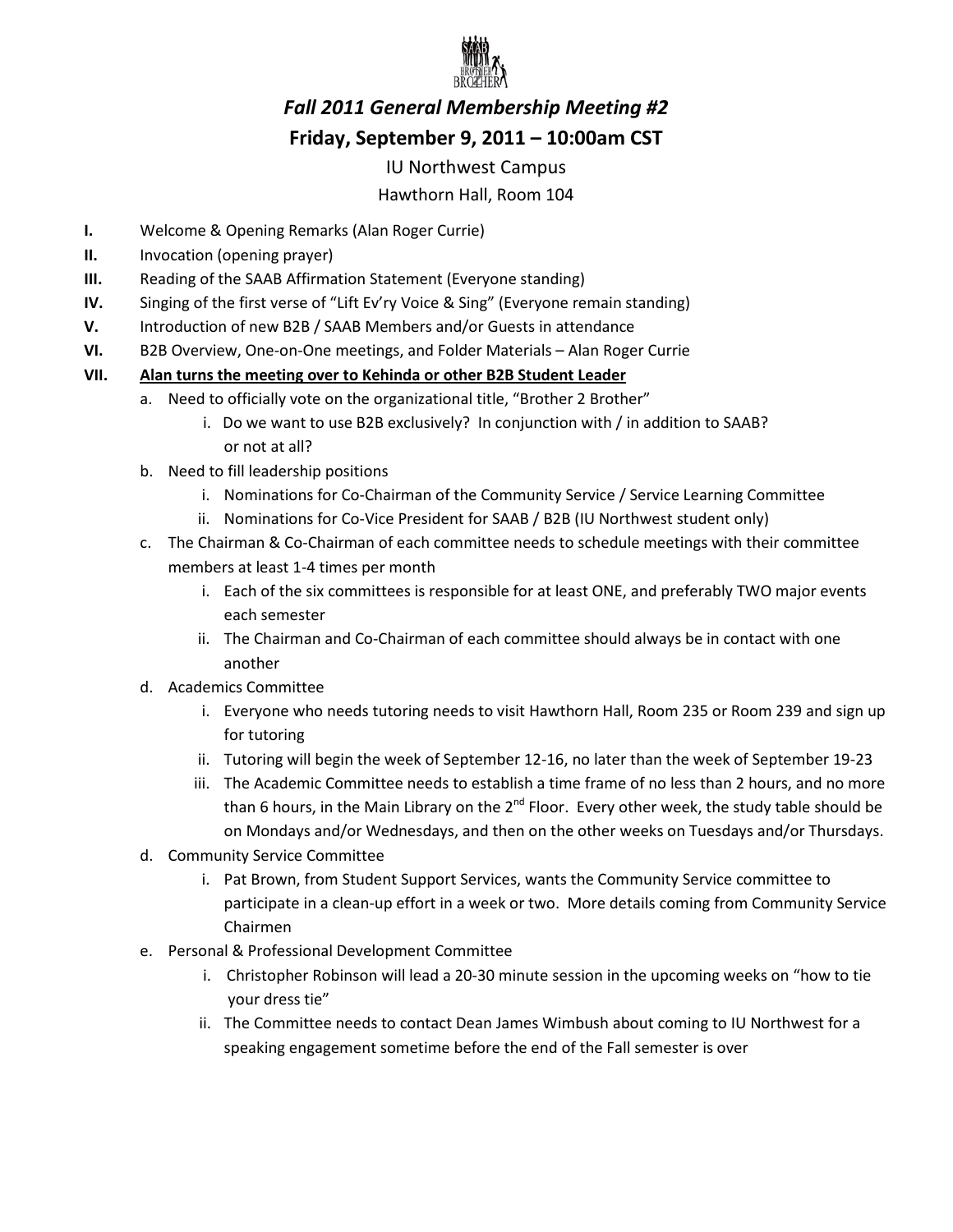# *Fall 2011 General Membership Meeting #2*

## Friday, September 9, 2011 – 10:00am CST

IU Northwest Campus

Hawthorn Hall, Room 104

**I.** Welcome & Opening Remarks (Alan Roger Currie)

**II.** Invocation (opening prayer)

**III.** Reading of the SAAB Affirmation Statement (Everyone standing)

**IV.** Singing of the first verse of "Lift Ev'ry Voice & Sing" (Everyone remain standing)

**V.** Introduction of new B2B / SAAB Members and/or Guests in attendance

**VI.** B2B Overview, One-on-One meetings, and Folder Materials – Alan Roger Currie

**VII.** **<u>Alan turns the meeting over to Kehinda or other B2B Student Leader</u>**

- a. Need to officially vote on the organizational title, "Brother 2 Brother"
  - i. Do we want to use B2B exclusively? In conjunction with / in addition to SAAB? or not at all?
- b. Need to fill leadership positions
  - i. Nominations for Co-Chairman of the Community Service / Service Learning Committee
  - ii. Nominations for Co-Vice President for SAAB / B2B (IU Northwest student only)
- c. The Chairman & Co-Chairman of each committee needs to schedule meetings with their committee members at least 1-4 times per month
  - i. Each of the six committees is responsible for at least ONE, and preferably TWO major events each semester
  - ii. The Chairman and Co-Chairman of each committee should always be in contact with one another
- d. Academics Committee
  - i. Everyone who needs tutoring needs to visit Hawthorn Hall, Room 235 or Room 239 and sign up for tutoring
  - ii. Tutoring will begin the week of September 12-16, no later than the week of September 19-23
  - iii. The Academic Committee needs to establish a time frame of no less than 2 hours, and no more than 6 hours, in the Main Library on the 2nd Floor. Every other week, the study table should be on Mondays and/or Wednesdays, and then on the other weeks on Tuesdays and/or Thursdays.
- d. Community Service Committee
  - i. Pat Brown, from Student Support Services, wants the Community Service committee to participate in a clean-up effort in a week or two. More details coming from Community Service Chairmen
- e. Personal & Professional Development Committee
  - i. Christopher Robinson will lead a 20-30 minute session in the upcoming weeks on "how to tie your dress tie"
  - ii. The Committee needs to contact Dean James Wimbush about coming to IU Northwest for a speaking engagement sometime before the end of the Fall semester is over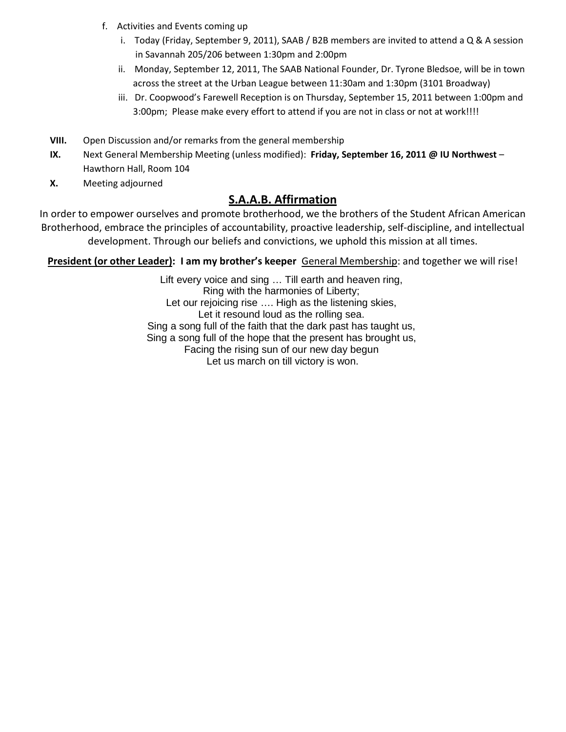f. Activities and Events coming up

   i. Today (Friday, September 9, 2011), SAAB / B2B members are invited to attend a Q & A session in Savannah 205/206 between 1:30pm and 2:00pm

   ii. Monday, September 12, 2011, The SAAB National Founder, Dr. Tyrone Bledsoe, will be in town across the street at the Urban League between 11:30am and 1:30pm (3101 Broadway)

   iii. Dr. Coopwood's Farewell Reception is on Thursday, September 15, 2011 between 1:00pm and 3:00pm; Please make every effort to attend if you are not in class or not at work!!!!

**VIII.** Open Discussion and/or remarks from the general membership

**IX.** Next General Membership Meeting (unless modified): **Friday, September 16, 2011 @ IU Northwest** – Hawthorn Hall, Room 104

**X.** Meeting adjourned

## S.A.A.B. Affirmation

In order to empower ourselves and promote brotherhood, we the brothers of the Student African American Brotherhood, embrace the principles of accountability, proactive leadership, self-discipline, and intellectual development. Through our beliefs and convictions, we uphold this mission at all times.

**President (or other Leader): I am my brother's keeper** General Membership: and together we will rise!

Lift every voice and sing … Till earth and heaven ring,
Ring with the harmonies of Liberty;
Let our rejoicing rise …. High as the listening skies,
Let it resound loud as the rolling sea.
Sing a song full of the faith that the dark past has taught us,
Sing a song full of the hope that the present has brought us,
Facing the rising sun of our new day begun
Let us march on till victory is won.